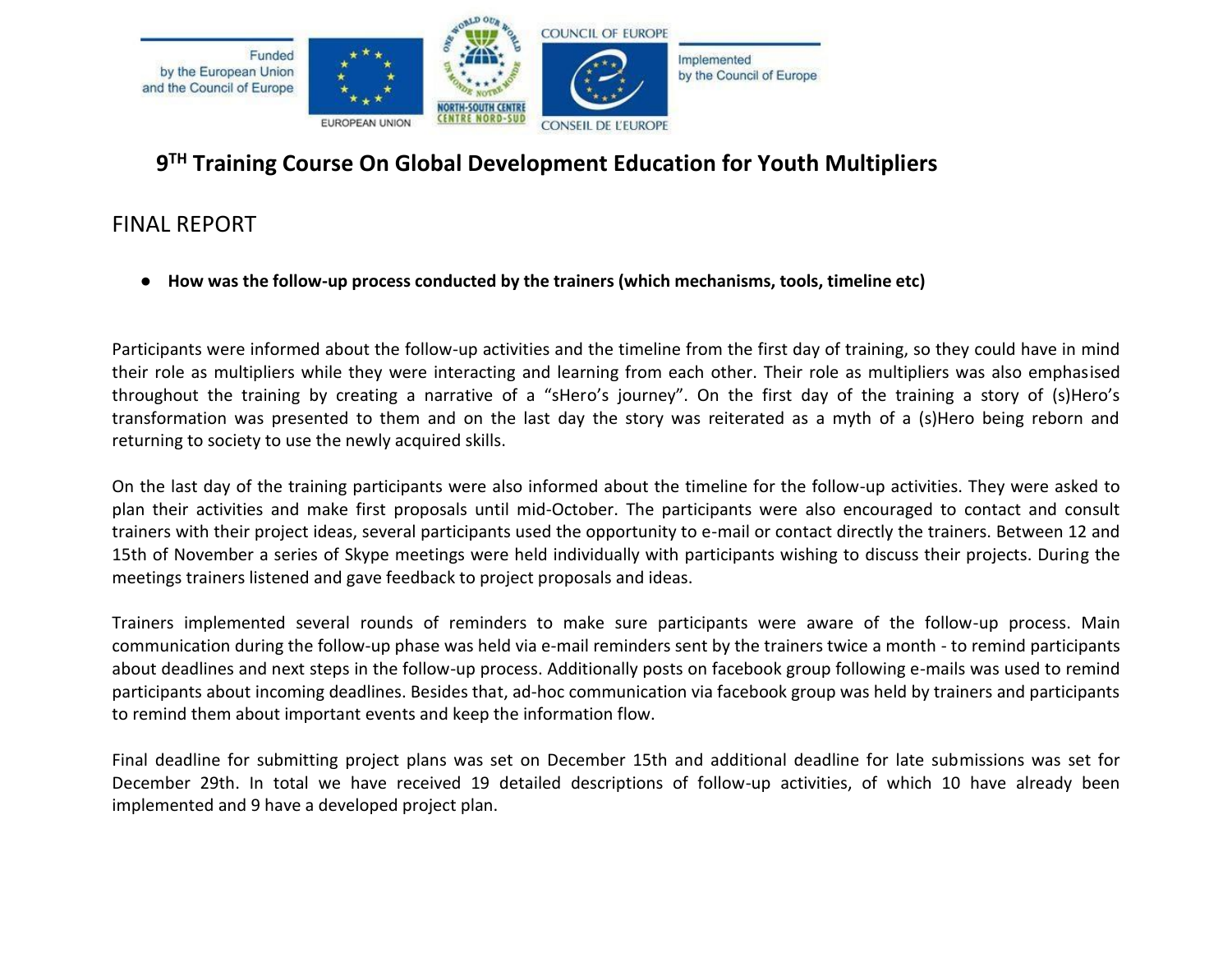Funded by the European Union and the Council of Europe

Implemented by the Council of Europe

# 9TH Training Course On Global Development Education for Youth Multipliers

## FINAL REPORT

- **How was the follow-up process conducted by the trainers (which mechanisms, tools, timeline etc)**

Participants were informed about the follow-up activities and the timeline from the first day of training, so they could have in mind their role as multipliers while they were interacting and learning from each other. Their role as multipliers was also emphasised throughout the training by creating a narrative of a "sHero's journey". On the first day of the training a story of (s)Hero's transformation was presented to them and on the last day the story was reiterated as a myth of a (s)Hero being reborn and returning to society to use the newly acquired skills.

On the last day of the training participants were also informed about the timeline for the follow-up activities. They were asked to plan their activities and make first proposals until mid-October. The participants were also encouraged to contact and consult trainers with their project ideas, several participants used the opportunity to e-mail or contact directly the trainers. Between 12 and 15th of November a series of Skype meetings were held individually with participants wishing to discuss their projects. During the meetings trainers listened and gave feedback to project proposals and ideas.

Trainers implemented several rounds of reminders to make sure participants were aware of the follow-up process. Main communication during the follow-up phase was held via e-mail reminders sent by the trainers twice a month - to remind participants about deadlines and next steps in the follow-up process. Additionally posts on facebook group following e-mails was used to remind participants about incoming deadlines. Besides that, ad-hoc communication via facebook group was held by trainers and participants to remind them about important events and keep the information flow.

Final deadline for submitting project plans was set on December 15th and additional deadline for late submissions was set for December 29th. In total we have received 19 detailed descriptions of follow-up activities, of which 10 have already been implemented and 9 have a developed project plan.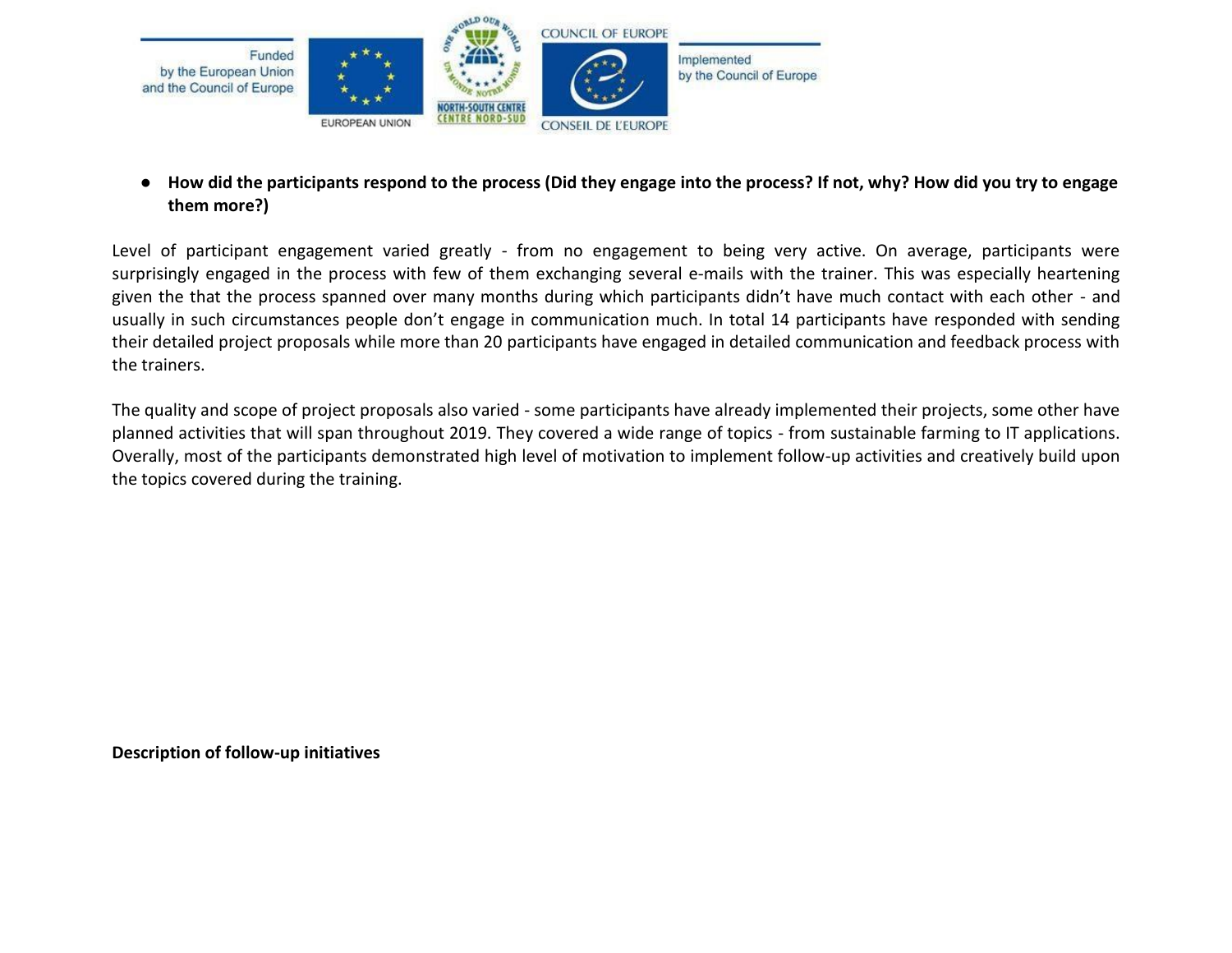- **How did the participants respond to the process (Did they engage into the process? If not, why? How did you try to engage them more?)**

Level of participant engagement varied greatly - from no engagement to being very active. On average, participants were surprisingly engaged in the process with few of them exchanging several e-mails with the trainer. This was especially heartening given the that the process spanned over many months during which participants didn't have much contact with each other - and usually in such circumstances people don't engage in communication much. In total 14 participants have responded with sending their detailed project proposals while more than 20 participants have engaged in detailed communication and feedback process with the trainers.

The quality and scope of project proposals also varied - some participants have already implemented their projects, some other have planned activities that will span throughout 2019. They covered a wide range of topics - from sustainable farming to IT applications. Overaly, most of the participants demonstrated high level of motivation to implement follow-up activities and creatively build upon the topics covered during the training.

**Description of follow-up initiatives**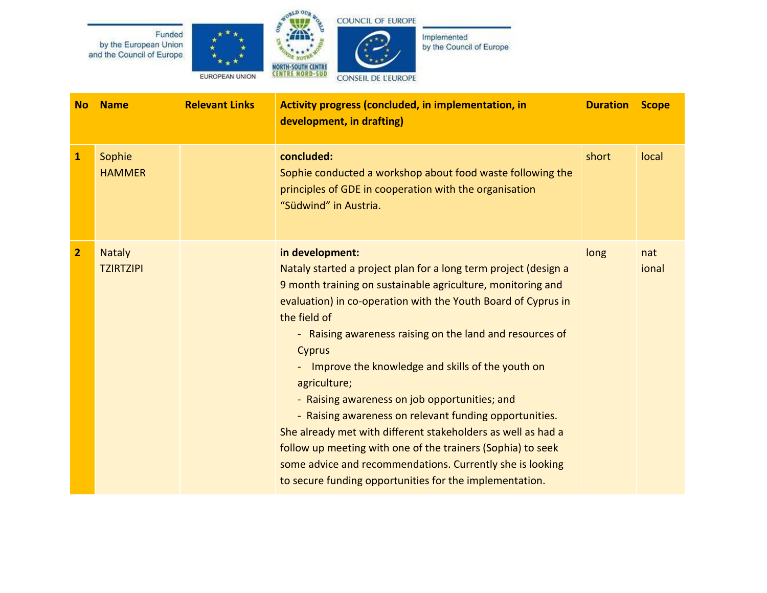| No | Name | Relevant Links | Activity progress (concluded, in implementation, in development, in drafting) | Duration | Scope |
|---|---|---|---|---|---|
| **1** | Sophie HAMMER | | **concluded:**<br>Sophie conducted a workshop about food waste following the principles of GDE in cooperation with the organisation “Südwind” in Austria. | short | local |
| **2** | Nataly TZIRTZIPI | | **in development:**<br>Nataly started a project plan for a long term project (design a 9 month training on sustainable agriculture, monitoring and evaluation) in co-operation with the Youth Board of Cyprus in the field of<br>- Raising awareness raising on the land and resources of Cyprus<br>- Improve the knowledge and skills of the youth on agriculture;<br>- Raising awareness on job opportunities; and<br>- Raising awareness on relevant funding opportunities.<br>She already met with different stakeholders as well as had a follow up meeting with one of the trainers (Sophia) to seek some advice and recommendations. Currently she is looking to secure funding opportunities for the implementation. | long | national |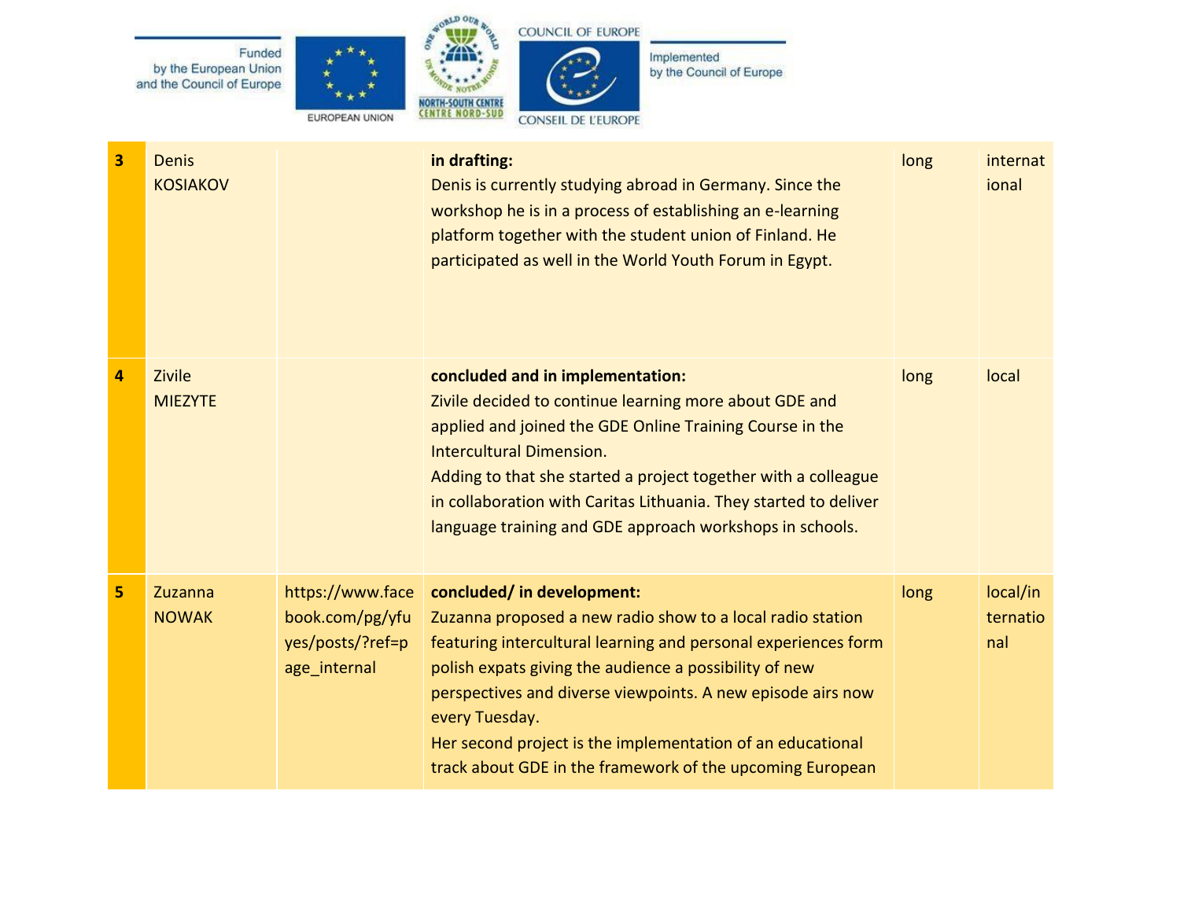Funded by the European Union and the Council of Europe

Implemented by the Council of Europe

| 3 | Denis KOSIAKOV | | **in drafting:** Denis is currently studying abroad in Germany. Since the workshop he is in a process of establishing an e-learning platform together with the student union of Finland. He participated as well in the World Youth Forum in Egypt. | long | international |
|---|---|---|---|---|---|
| 4 | Zivile MIEZYTE | | **concluded and in implementation:** Zivile decided to continue learning more about GDE and applied and joined the GDE Online Training Course in the Intercultural Dimension. Adding to that she started a project together with a colleague in collaboration with Caritas Lithuania. They started to deliver language training and GDE approach workshops in schools. | long | local |
| 5 | Zuzanna NOWAK | https://www.facebook.com/pg/yfuyes/posts/?ref=page_internal | **concluded/ in development:** Zuzanna proposed a new radio show to a local radio station featuring intercultural learning and personal experiences form polish expats giving the audience a possibility of new perspectives and diverse viewpoints. A new episode airs now every Tuesday. Her second project is the implementation of an educational track about GDE in the framework of the upcoming European | long | local/international |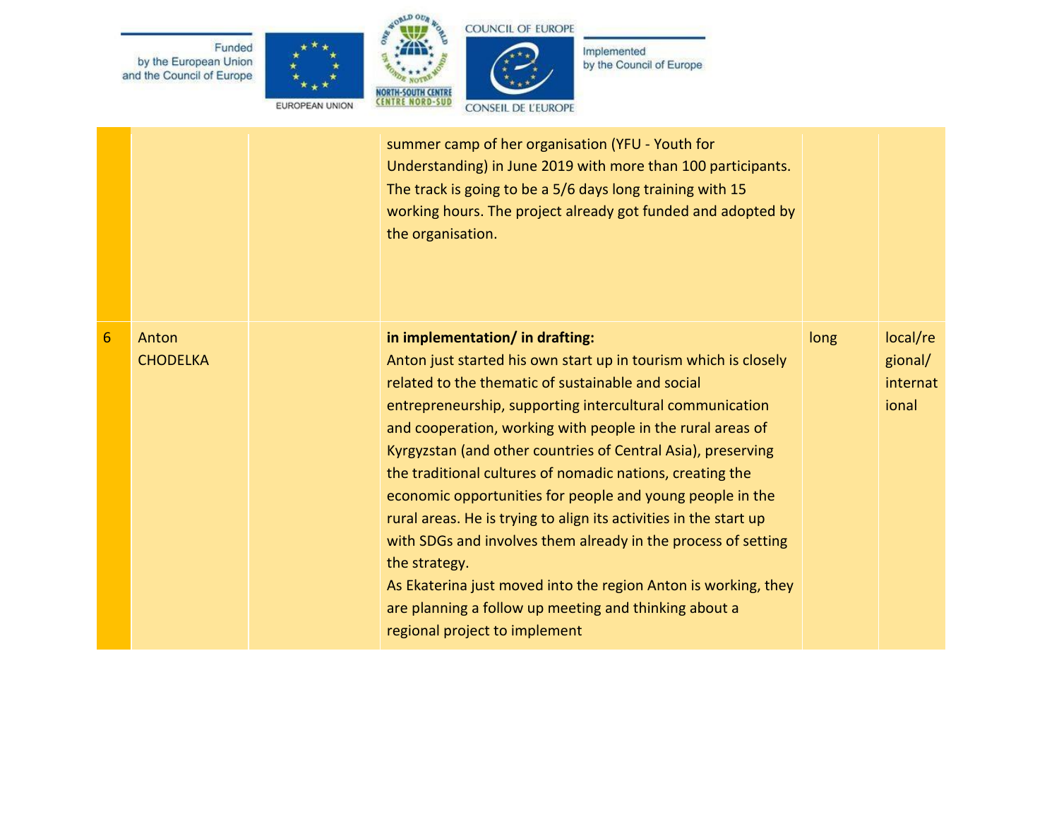| | | | | | |
|---|---|---|---|---|---|
| | | | summer camp of her organisation (YFU - Youth for Understanding) in June 2019 with more than 100 participants. The track is going to be a 5/6 days long training with 15 working hours. The project already got funded and adopted by the organisation. | | |
| 6 | Anton CHODELKA | | **in implementation/ in drafting:** Anton just started his own start up in tourism which is closely related to the thematic of sustainable and social entrepreneurship, supporting intercultural communication and cooperation, working with people in the rural areas of Kyrgyzstan (and other countries of Central Asia), preserving the traditional cultures of nomadic nations, creating the economic opportunities for people and young people in the rural areas. He is trying to align its activities in the start up with SDGs and involves them already in the process of setting the strategy. As Ekaterina just moved into the region Anton is working, they are planning a follow up meeting and thinking about a regional project to implement | long | local/regional/international |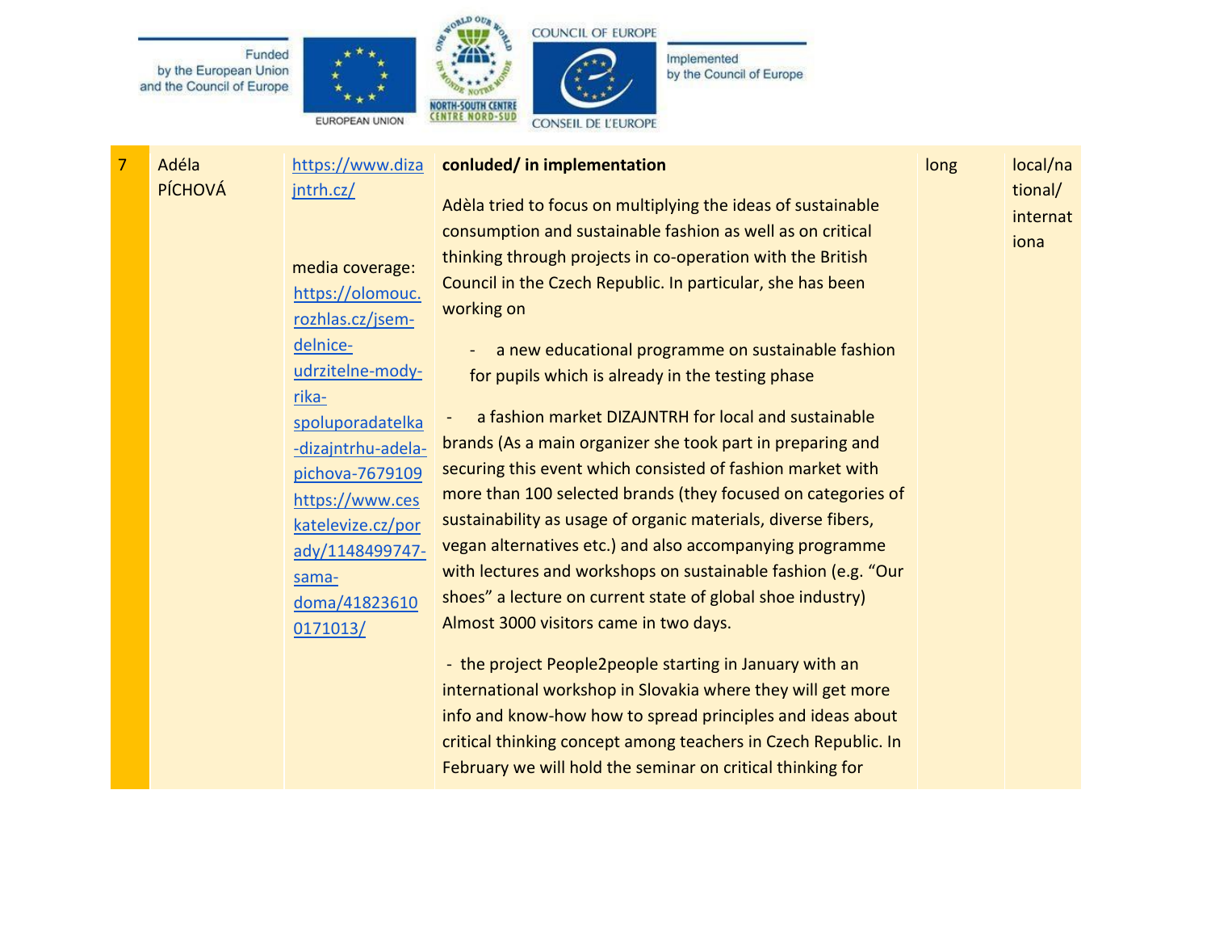| 7 | Adéla PÍCHOVÁ | https://www.dizajntrh.cz/<br><br>media coverage: https://olomouc.rozhlas.cz/jsem-delnice-udrzitelne-mody-rika-spoluporadatelka-dizajntrhu-adela-pichova-7679109 https://www.ceskatelevize.cz/porady/1148499747-sama-doma/418236100171013/ | **conluded/ in implementation**<br><br>Adèla tried to focus on multiplying the ideas of sustainable consumption and sustainable fashion as well as on critical thinking through projects in co-operation with the British Council in the Czech Republic. In particular, she has been working on<br><br>- a new educational programme on sustainable fashion for pupils which is already in the testing phase<br><br>- a fashion market DIZAJNTRH for local and sustainable brands (As a main organizer she took part in preparing and securing this event which consisted of fashion market with more than 100 selected brands (they focused on categories of sustainability as usage of organic materials, diverse fibers, vegan alternatives etc.) and also accompanying programme with lectures and workshops on sustainable fashion (e.g. “Our shoes” a lecture on current state of global shoe industry) Almost 3000 visitors came in two days.<br><br>- the project People2people starting in January with an international workshop in Slovakia where they will get more info and know-how how to spread principles and ideas about critical thinking concept among teachers in Czech Republic. In February we will hold the seminar on critical thinking for | long | local/national/internationa |
|---|---|---|---|---|---|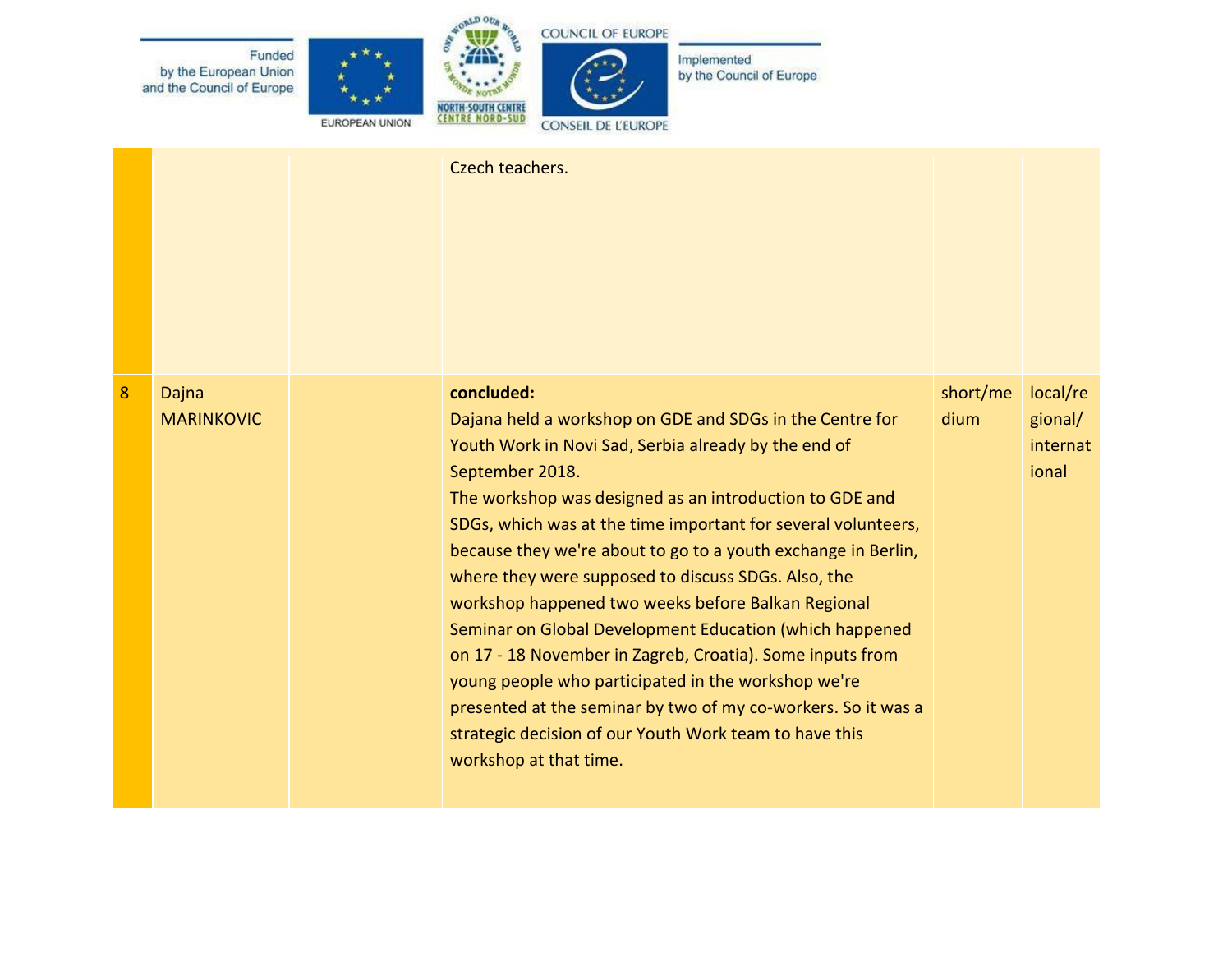| | | | | | |
|---|---|---|---|---|---|
| | | | Czech teachers. | | |
| 8 | Dajna MARINKOVIC | | **concluded:**<br>Dajana held a workshop on GDE and SDGs in the Centre for Youth Work in Novi Sad, Serbia already by the end of September 2018.<br>The workshop was designed as an introduction to GDE and SDGs, which was at the time important for several volunteers, because they we're about to go to a youth exchange in Berlin, where they were supposed to discuss SDGs. Also, the workshop happened two weeks before Balkan Regional Seminar on Global Development Education (which happened on 17 - 18 November in Zagreb, Croatia). Some inputs from young people who participated in the workshop we're presented at the seminar by two of my co-workers. So it was a strategic decision of our Youth Work team to have this workshop at that time. | short/medium | local/regional/international |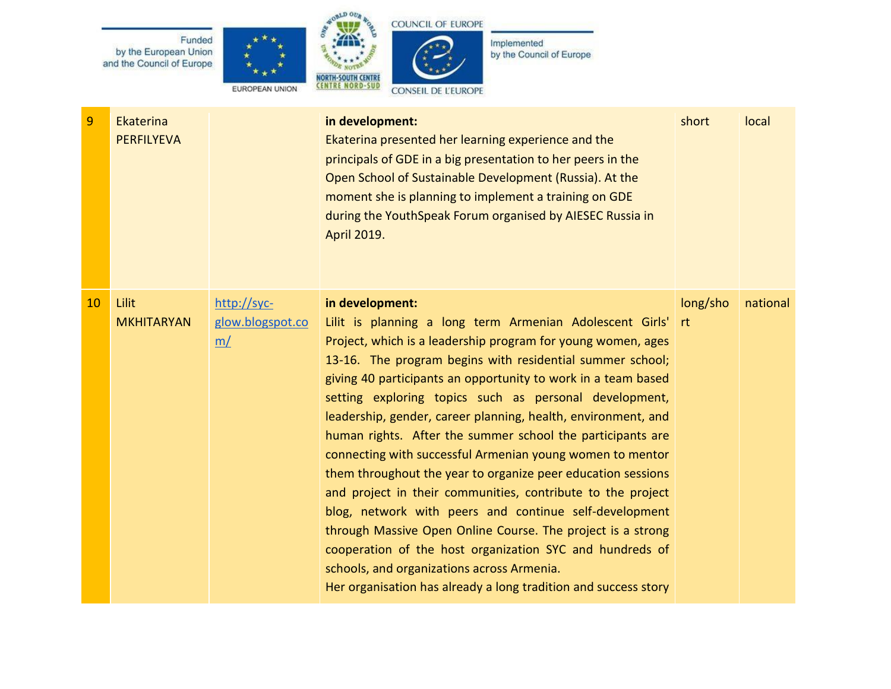| | | | | | |
|---|---|---|---|---|---|
| 9 | Ekaterina PERFILYEVA | | **in development:**<br>Ekaterina presented her learning experience and the principals of GDE in a big presentation to her peers in the Open School of Sustainable Development (Russia). At the moment she is planning to implement a training on GDE during the YouthSpeak Forum organised by AIESEC Russia in April 2019. | short | local |
| 10 | Lilit MKHITARYAN | [http://syc-glow.blogspot.com/](http://syc-glow.blogspot.com/) | **in development:**<br>Lilit is planning a long term Armenian Adolescent Girls' Project, which is a leadership program for young women, ages 13-16. The program begins with residential summer school; giving 40 participants an opportunity to work in a team based setting exploring topics such as personal development, leadership, gender, career planning, health, environment, and human rights. After the summer school the participants are connecting with successful Armenian young women to mentor them throughout the year to organize peer education sessions and project in their communities, contribute to the project blog, network with peers and continue self-development through Massive Open Online Course. The project is a strong cooperation of the host organization SYC and hundreds of schools, and organizations across Armenia.<br>Her organisation has already a long tradition and success story | long/short | national |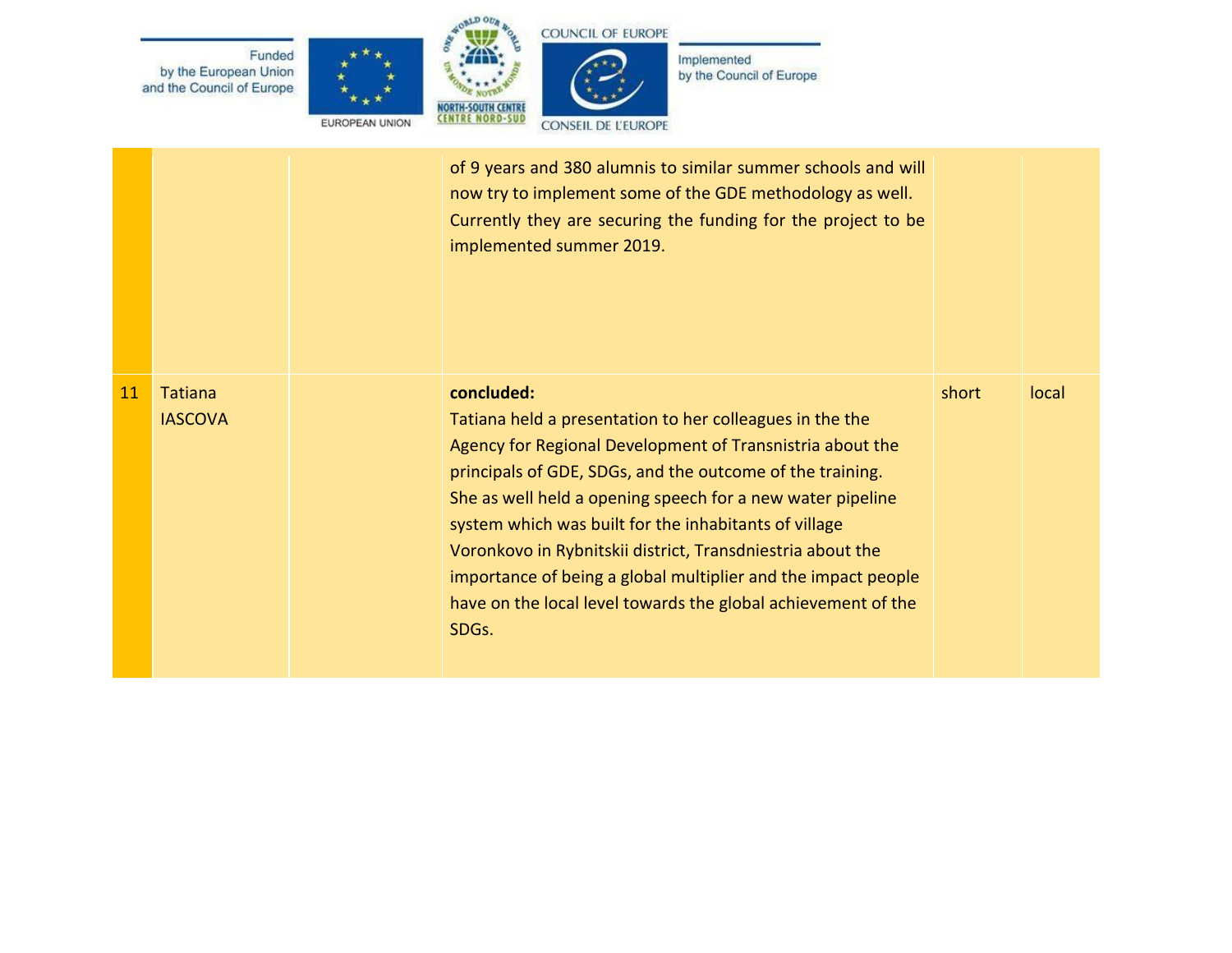|  |  |  |  |  |  |
|---|---|---|---|---|---|
|  |  |  | of 9 years and 380 alumnis to similar summer schools and will now try to implement some of the GDE methodology as well. Currently they are securing the funding for the project to be implemented summer 2019. |  |  |
| 11 | Tatiana IASCOVA |  | **concluded:** Tatiana held a presentation to her colleagues in the the Agency for Regional Development of Transnistria about the principals of GDE, SDGs, and the outcome of the training. She as well held a opening speech for a new water pipeline system which was built for the inhabitants of village Voronkovo in Rybnitskii district, Transdniestria about the importance of being a global multiplier and the impact people have on the local level towards the global achievement of the SDGs. | short | local |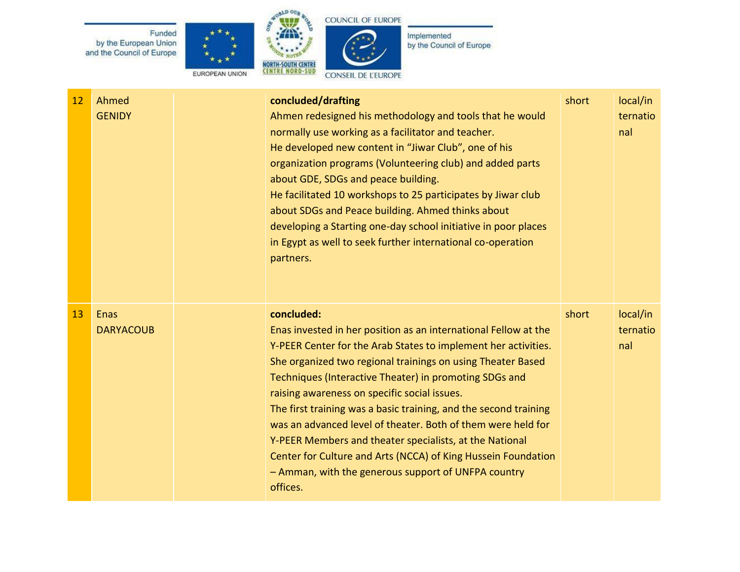| 12 | Ahmed GENIDY | | **concluded/drafting**<br>Ahmen redesigned his methodology and tools that he would normally use working as a facilitator and teacher.<br>He developed new content in “Jiwar Club”, one of his organization programs (Volunteering club) and added parts about GDE, SDGs and peace building.<br>He facilitated 10 workshops to 25 participates by Jiwar club about SDGs and Peace building. Ahmed thinks about developing a Starting one-day school initiative in poor places in Egypt as well to seek further international co-operation partners. | short | local/international |
|---|---|---|---|---|---|
| 13 | Enas DARYACOUB | | **concluded:**<br>Enas invested in her position as an international Fellow at the Y-PEER Center for the Arab States to implement her activities.<br>She organized two regional trainings on using Theater Based Techniques (Interactive Theater) in promoting SDGs and raising awareness on specific social issues.<br>The first training was a basic training, and the second training was an advanced level of theater. Both of them were held for Y-PEER Members and theater specialists, at the National Center for Culture and Arts (NCCA) of King Hussein Foundation – Amman, with the generous support of UNFPA country offices. | short | local/international |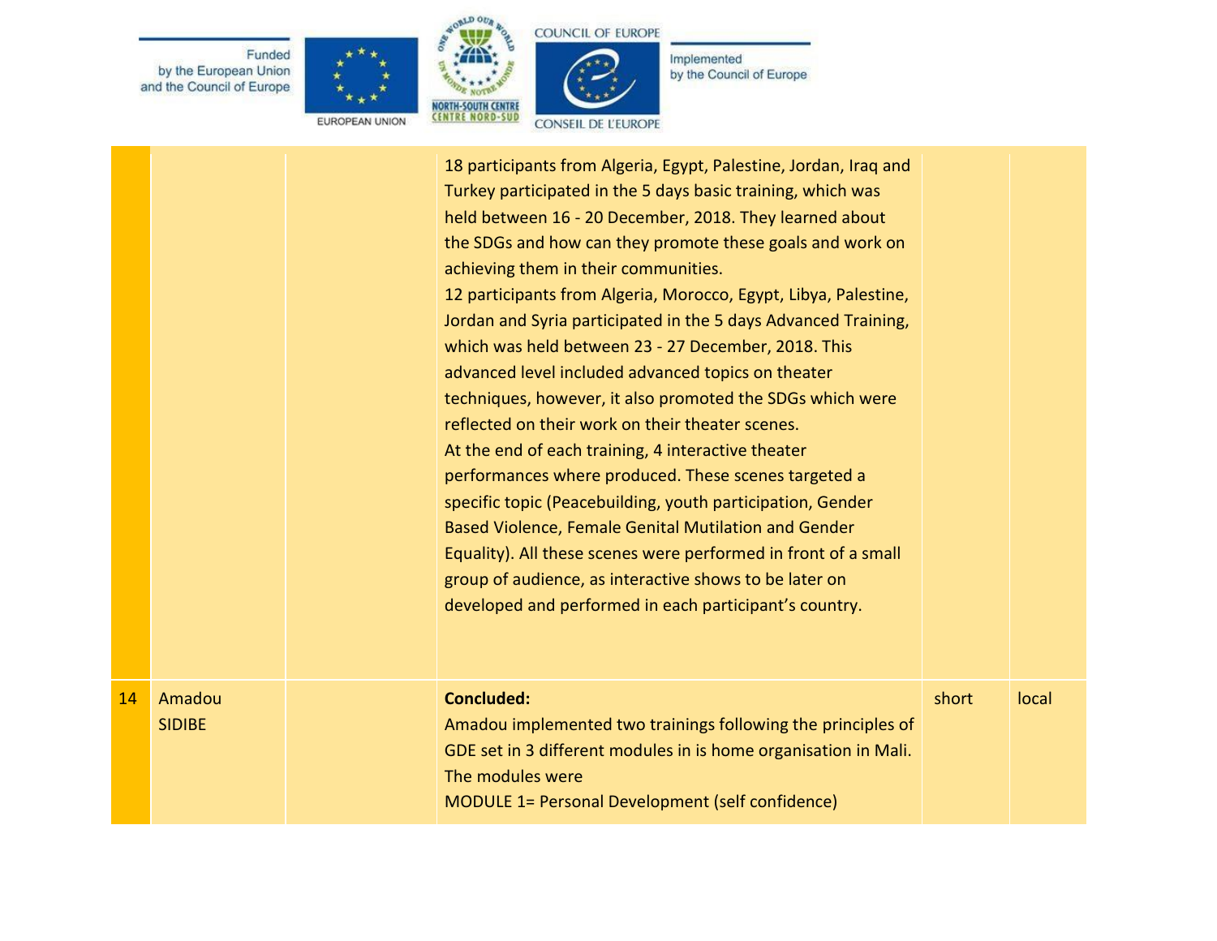| | | | | | |
|---|---|---|---|---|---|
| | | | 18 participants from Algeria, Egypt, Palestine, Jordan, Iraq and Turkey participated in the 5 days basic training, which was held between 16 - 20 December, 2018. They learned about the SDGs and how can they promote these goals and work on achieving them in their communities.<br>12 participants from Algeria, Morocco, Egypt, Libya, Palestine, Jordan and Syria participated in the 5 days Advanced Training, which was held between 23 - 27 December, 2018. This advanced level included advanced topics on theater techniques, however, it also promoted the SDGs which were reflected on their work on their theater scenes.<br>At the end of each training, 4 interactive theater performances where produced. These scenes targeted a specific topic (Peacebuilding, youth participation, Gender Based Violence, Female Genital Mutilation and Gender Equality). All these scenes were performed in front of a small group of audience, as interactive shows to be later on developed and performed in each participant's country. | | |
| 14 | Amadou SIDIBE | | **Concluded:**<br>Amadou implemented two trainings following the principles of GDE set in 3 different modules in is home organisation in Mali. The modules were<br>MODULE 1= Personal Development (self confidence) | short | local |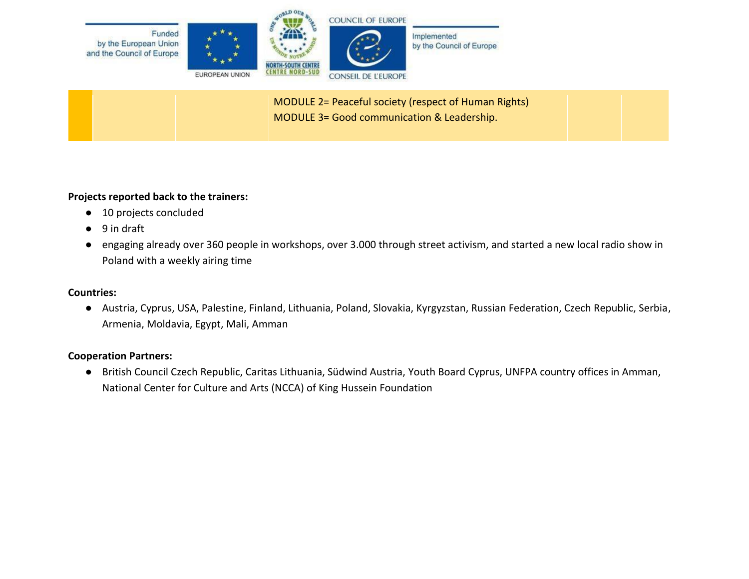| | | | | |
|---|---|---|---|---|
| | | MODULE 2= Peaceful society (respect of Human Rights)<br>MODULE 3= Good communication & Leadership. | | |

**Projects reported back to the trainers:**

- 10 projects concluded
- 9 in draft
- engaging already over 360 people in workshops, over 3.000 through street activism, and started a new local radio show in Poland with a weekly airing time

**Countries:**

- Austria, Cyprus, USA, Palestine, Finland, Lithuania, Poland, Slovakia, Kyrgyzstan, Russian Federation, Czech Republic, Serbia, Armenia, Moldavia, Egypt, Mali, Amman

**Cooperation Partners:**

- British Council Czech Republic, Caritas Lithuania, Südwind Austria, Youth Board Cyprus, UNFPA country offices in Amman, National Center for Culture and Arts (NCCA) of King Hussein Foundation